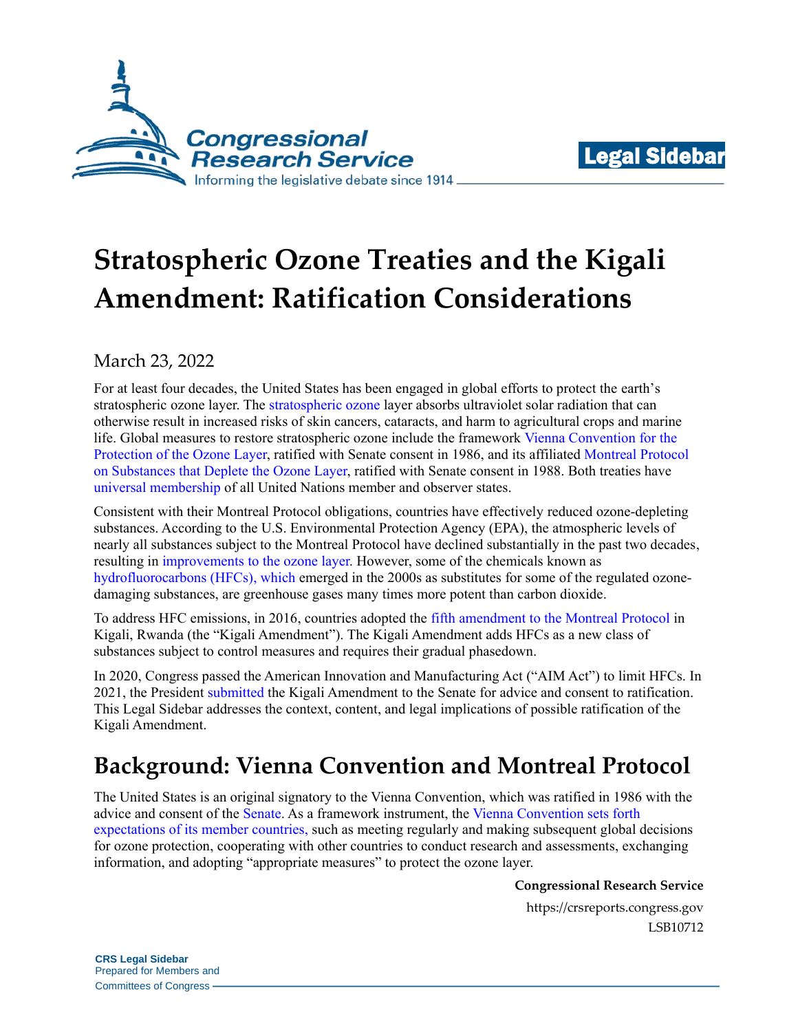Legal Sidebar

# Stratospheric Ozone Treaties and the Kigali Amendment: Ratification Considerations

March 23, 2022

For at least four decades, the United States has been engaged in global efforts to protect the earth's stratospheric ozone layer. The stratospheric ozone layer absorbs ultraviolet solar radiation that can otherwise result in increased risks of skin cancers, cataracts, and harm to agricultural crops and marine life. Global measures to restore stratospheric ozone include the framework Vienna Convention for the Protection of the Ozone Layer, ratified with Senate consent in 1986, and its affiliated Montreal Protocol on Substances that Deplete the Ozone Layer, ratified with Senate consent in 1988. Both treaties have universal membership of all United Nations member and observer states.

Consistent with their Montreal Protocol obligations, countries have effectively reduced ozone-depleting substances. According to the U.S. Environmental Protection Agency (EPA), the atmospheric levels of nearly all substances subject to the Montreal Protocol have declined substantially in the past two decades, resulting in improvements to the ozone layer. However, some of the chemicals known as hydrofluorocarbons (HFCs), which emerged in the 2000s as substitutes for some of the regulated ozone-damaging substances, are greenhouse gases many times more potent than carbon dioxide.

To address HFC emissions, in 2016, countries adopted the fifth amendment to the Montreal Protocol in Kigali, Rwanda (the "Kigali Amendment"). The Kigali Amendment adds HFCs as a new class of substances subject to control measures and requires their gradual phasedown.

In 2020, Congress passed the American Innovation and Manufacturing Act ("AIM Act") to limit HFCs. In 2021, the President submitted the Kigali Amendment to the Senate for advice and consent to ratification. This Legal Sidebar addresses the context, content, and legal implications of possible ratification of the Kigali Amendment.

## Background: Vienna Convention and Montreal Protocol

The United States is an original signatory to the Vienna Convention, which was ratified in 1986 with the advice and consent of the Senate. As a framework instrument, the Vienna Convention sets forth expectations of its member countries, such as meeting regularly and making subsequent global decisions for ozone protection, cooperating with other countries to conduct research and assessments, exchanging information, and adopting "appropriate measures" to protect the ozone layer.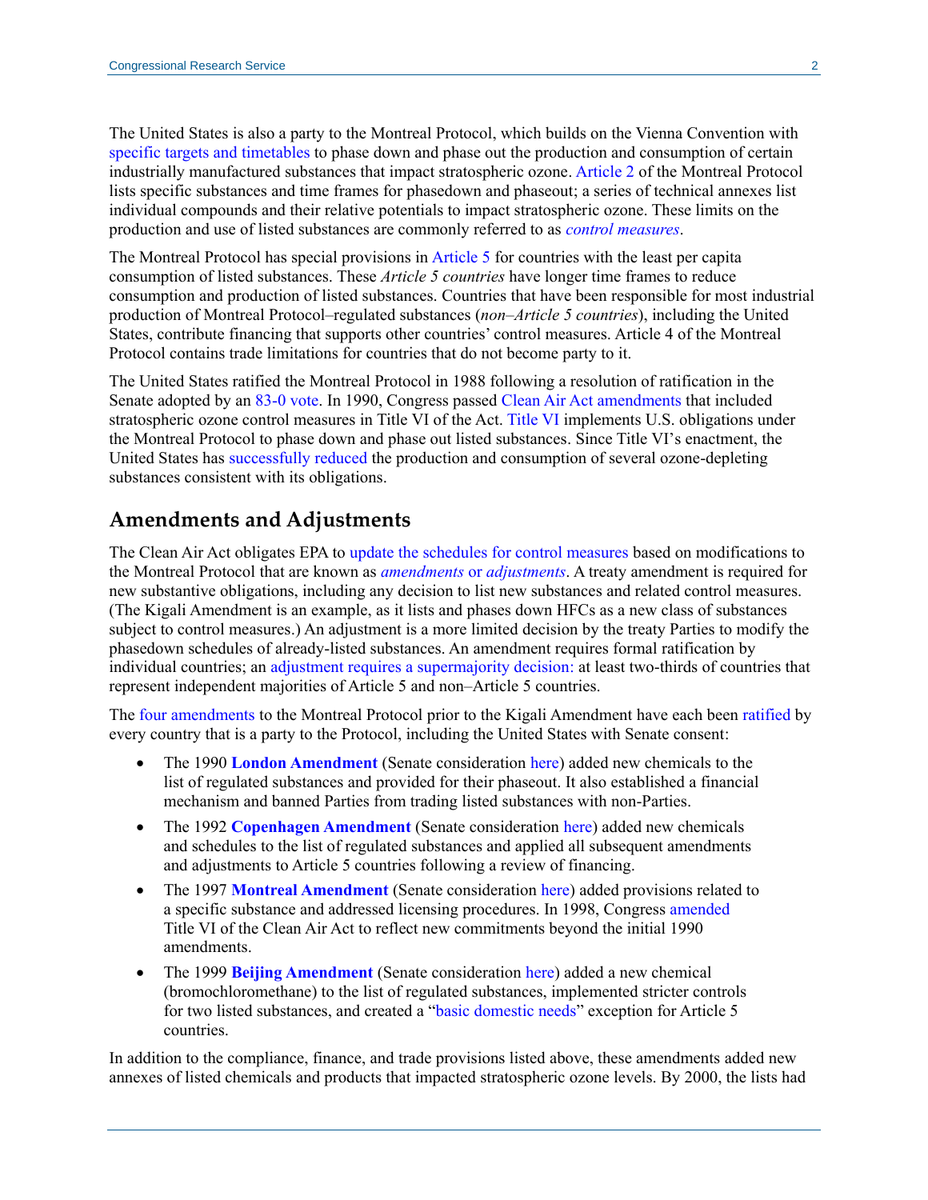The United States is also a party to the Montreal Protocol, which builds on the Vienna Convention with specific targets and timetables to phase down and phase out the production and consumption of certain industrially manufactured substances that impact stratospheric ozone. Article 2 of the Montreal Protocol lists specific substances and time frames for phasedown and phaseout; a series of technical annexes list individual compounds and their relative potentials to impact stratospheric ozone. These limits on the production and use of listed substances are commonly referred to as *control measures*.

The Montreal Protocol has special provisions in Article 5 for countries with the least per capita consumption of listed substances. These *Article 5 countries* have longer time frames to reduce consumption and production of listed substances. Countries that have been responsible for most industrial production of Montreal Protocol–regulated substances (*non–Article 5 countries*), including the United States, contribute financing that supports other countries' control measures. Article 4 of the Montreal Protocol contains trade limitations for countries that do not become party to it.

The United States ratified the Montreal Protocol in 1988 following a resolution of ratification in the Senate adopted by an 83-0 vote. In 1990, Congress passed Clean Air Act amendments that included stratospheric ozone control measures in Title VI of the Act. Title VI implements U.S. obligations under the Montreal Protocol to phase down and phase out listed substances. Since Title VI's enactment, the United States has successfully reduced the production and consumption of several ozone-depleting substances consistent with its obligations.

## Amendments and Adjustments

The Clean Air Act obligates EPA to update the schedules for control measures based on modifications to the Montreal Protocol that are known as *amendments* or *adjustments*. A treaty amendment is required for new substantive obligations, including any decision to list new substances and related control measures. (The Kigali Amendment is an example, as it lists and phases down HFCs as a new class of substances subject to control measures.) An adjustment is a more limited decision by the treaty Parties to modify the phasedown schedules of already-listed substances. An amendment requires formal ratification by individual countries; an adjustment requires a supermajority decision: at least two-thirds of countries that represent independent majorities of Article 5 and non–Article 5 countries.

The four amendments to the Montreal Protocol prior to the Kigali Amendment have each been ratified by every country that is a party to the Protocol, including the United States with Senate consent:

- The 1990 **London Amendment** (Senate consideration here) added new chemicals to the list of regulated substances and provided for their phaseout. It also established a financial mechanism and banned Parties from trading listed substances with non-Parties.
- The 1992 **Copenhagen Amendment** (Senate consideration here) added new chemicals and schedules to the list of regulated substances and applied all subsequent amendments and adjustments to Article 5 countries following a review of financing.
- The 1997 **Montreal Amendment** (Senate consideration here) added provisions related to a specific substance and addressed licensing procedures. In 1998, Congress amended Title VI of the Clean Air Act to reflect new commitments beyond the initial 1990 amendments.
- The 1999 **Beijing Amendment** (Senate consideration here) added a new chemical (bromochloromethane) to the list of regulated substances, implemented stricter controls for two listed substances, and created a "basic domestic needs" exception for Article 5 countries.

In addition to the compliance, finance, and trade provisions listed above, these amendments added new annexes of listed chemicals and products that impacted stratospheric ozone levels. By 2000, the lists had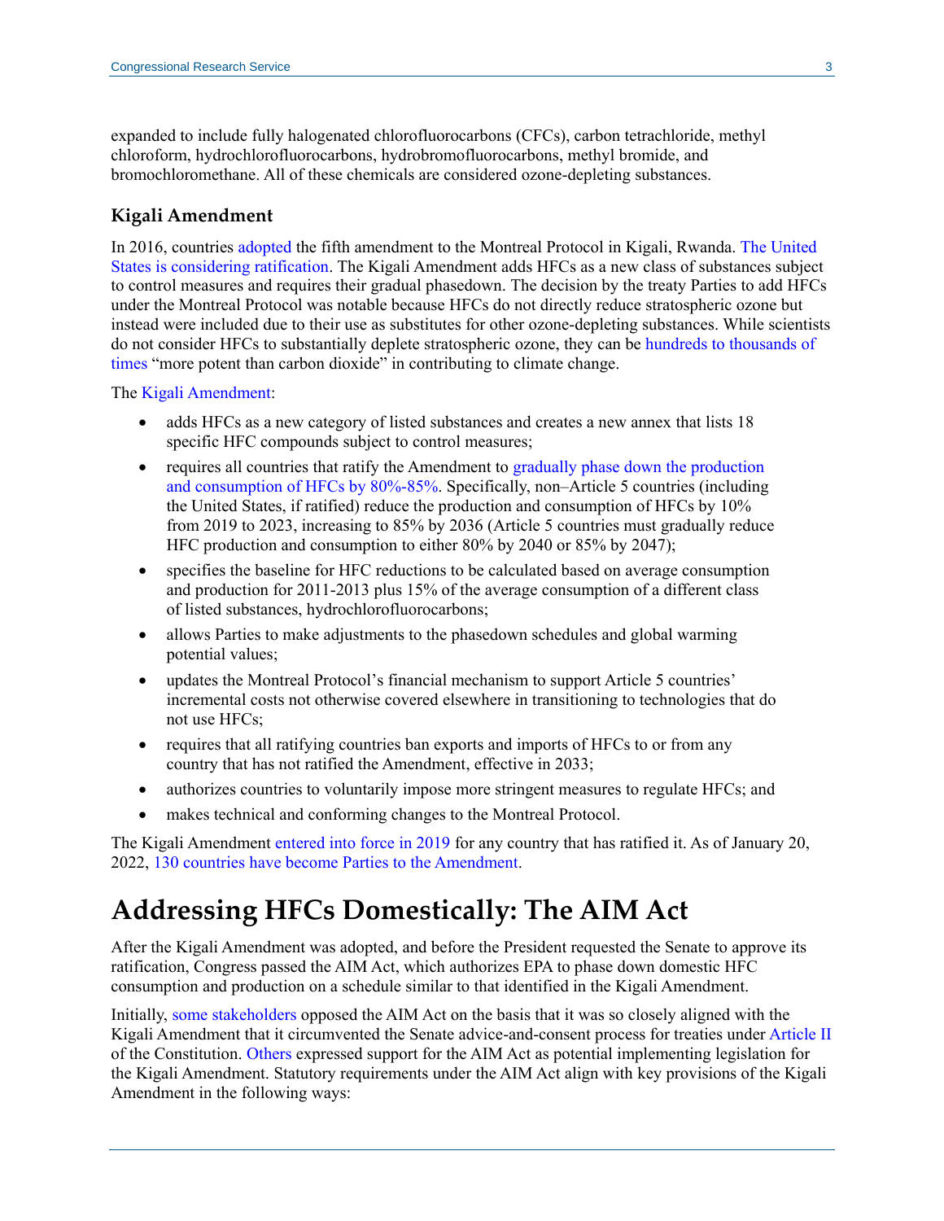expanded to include fully halogenated chlorofluorocarbons (CFCs), carbon tetrachloride, methyl chloroform, hydrochlorofluorocarbons, hydrobromofluorocarbons, methyl bromide, and bromochloromethane. All of these chemicals are considered ozone-depleting substances.

### Kigali Amendment

In 2016, countries adopted the fifth amendment to the Montreal Protocol in Kigali, Rwanda. The United States is considering ratification. The Kigali Amendment adds HFCs as a new class of substances subject to control measures and requires their gradual phasedown. The decision by the treaty Parties to add HFCs under the Montreal Protocol was notable because HFCs do not directly reduce stratospheric ozone but instead were included due to their use as substitutes for other ozone-depleting substances. While scientists do not consider HFCs to substantially deplete stratospheric ozone, they can be hundreds to thousands of times "more potent than carbon dioxide" in contributing to climate change.

The Kigali Amendment:

- adds HFCs as a new category of listed substances and creates a new annex that lists 18 specific HFC compounds subject to control measures;
- requires all countries that ratify the Amendment to gradually phase down the production and consumption of HFCs by 80%-85%. Specifically, non–Article 5 countries (including the United States, if ratified) reduce the production and consumption of HFCs by 10% from 2019 to 2023, increasing to 85% by 2036 (Article 5 countries must gradually reduce HFC production and consumption to either 80% by 2040 or 85% by 2047);
- specifies the baseline for HFC reductions to be calculated based on average consumption and production for 2011-2013 plus 15% of the average consumption of a different class of listed substances, hydrochlorofluorocarbons;
- allows Parties to make adjustments to the phasedown schedules and global warming potential values;
- updates the Montreal Protocol's financial mechanism to support Article 5 countries' incremental costs not otherwise covered elsewhere in transitioning to technologies that do not use HFCs;
- requires that all ratifying countries ban exports and imports of HFCs to or from any country that has not ratified the Amendment, effective in 2033;
- authorizes countries to voluntarily impose more stringent measures to regulate HFCs; and
- makes technical and conforming changes to the Montreal Protocol.

The Kigali Amendment entered into force in 2019 for any country that has ratified it. As of January 20, 2022, 130 countries have become Parties to the Amendment.

# Addressing HFCs Domestically: The AIM Act

After the Kigali Amendment was adopted, and before the President requested the Senate to approve its ratification, Congress passed the AIM Act, which authorizes EPA to phase down domestic HFC consumption and production on a schedule similar to that identified in the Kigali Amendment.

Initially, some stakeholders opposed the AIM Act on the basis that it was so closely aligned with the Kigali Amendment that it circumvented the Senate advice-and-consent process for treaties under Article II of the Constitution. Others expressed support for the AIM Act as potential implementing legislation for the Kigali Amendment. Statutory requirements under the AIM Act align with key provisions of the Kigali Amendment in the following ways: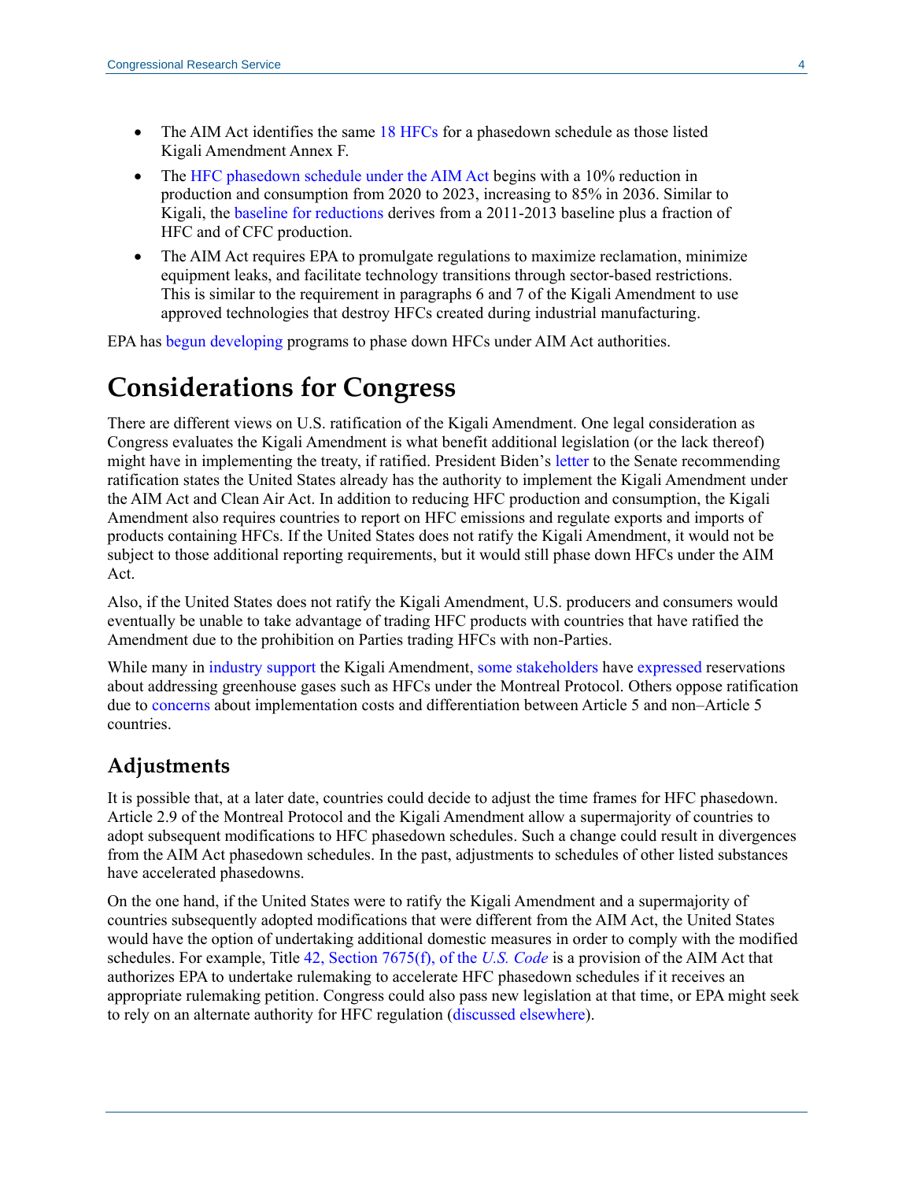- The AIM Act identifies the same 18 HFCs for a phasedown schedule as those listed Kigali Amendment Annex F.
- The HFC phasedown schedule under the AIM Act begins with a 10% reduction in production and consumption from 2020 to 2023, increasing to 85% in 2036. Similar to Kigali, the baseline for reductions derives from a 2011-2013 baseline plus a fraction of HFC and of CFC production.
- The AIM Act requires EPA to promulgate regulations to maximize reclamation, minimize equipment leaks, and facilitate technology transitions through sector-based restrictions. This is similar to the requirement in paragraphs 6 and 7 of the Kigali Amendment to use approved technologies that destroy HFCs created during industrial manufacturing.

EPA has begun developing programs to phase down HFCs under AIM Act authorities.

# Considerations for Congress

There are different views on U.S. ratification of the Kigali Amendment. One legal consideration as Congress evaluates the Kigali Amendment is what benefit additional legislation (or the lack thereof) might have in implementing the treaty, if ratified. President Biden's letter to the Senate recommending ratification states the United States already has the authority to implement the Kigali Amendment under the AIM Act and Clean Air Act. In addition to reducing HFC production and consumption, the Kigali Amendment also requires countries to report on HFC emissions and regulate exports and imports of products containing HFCs. If the United States does not ratify the Kigali Amendment, it would not be subject to those additional reporting requirements, but it would still phase down HFCs under the AIM Act.

Also, if the United States does not ratify the Kigali Amendment, U.S. producers and consumers would eventually be unable to take advantage of trading HFC products with countries that have ratified the Amendment due to the prohibition on Parties trading HFCs with non-Parties.

While many in industry support the Kigali Amendment, some stakeholders have expressed reservations about addressing greenhouse gases such as HFCs under the Montreal Protocol. Others oppose ratification due to concerns about implementation costs and differentiation between Article 5 and non–Article 5 countries.

## Adjustments

It is possible that, at a later date, countries could decide to adjust the time frames for HFC phasedown. Article 2.9 of the Montreal Protocol and the Kigali Amendment allow a supermajority of countries to adopt subsequent modifications to HFC phasedown schedules. Such a change could result in divergences from the AIM Act phasedown schedules. In the past, adjustments to schedules of other listed substances have accelerated phasedowns.

On the one hand, if the United States were to ratify the Kigali Amendment and a supermajority of countries subsequently adopted modifications that were different from the AIM Act, the United States would have the option of undertaking additional domestic measures in order to comply with the modified schedules. For example, Title 42, Section 7675(f), of the *U.S. Code* is a provision of the AIM Act that authorizes EPA to undertake rulemaking to accelerate HFC phasedown schedules if it receives an appropriate rulemaking petition. Congress could also pass new legislation at that time, or EPA might seek to rely on an alternate authority for HFC regulation (discussed elsewhere).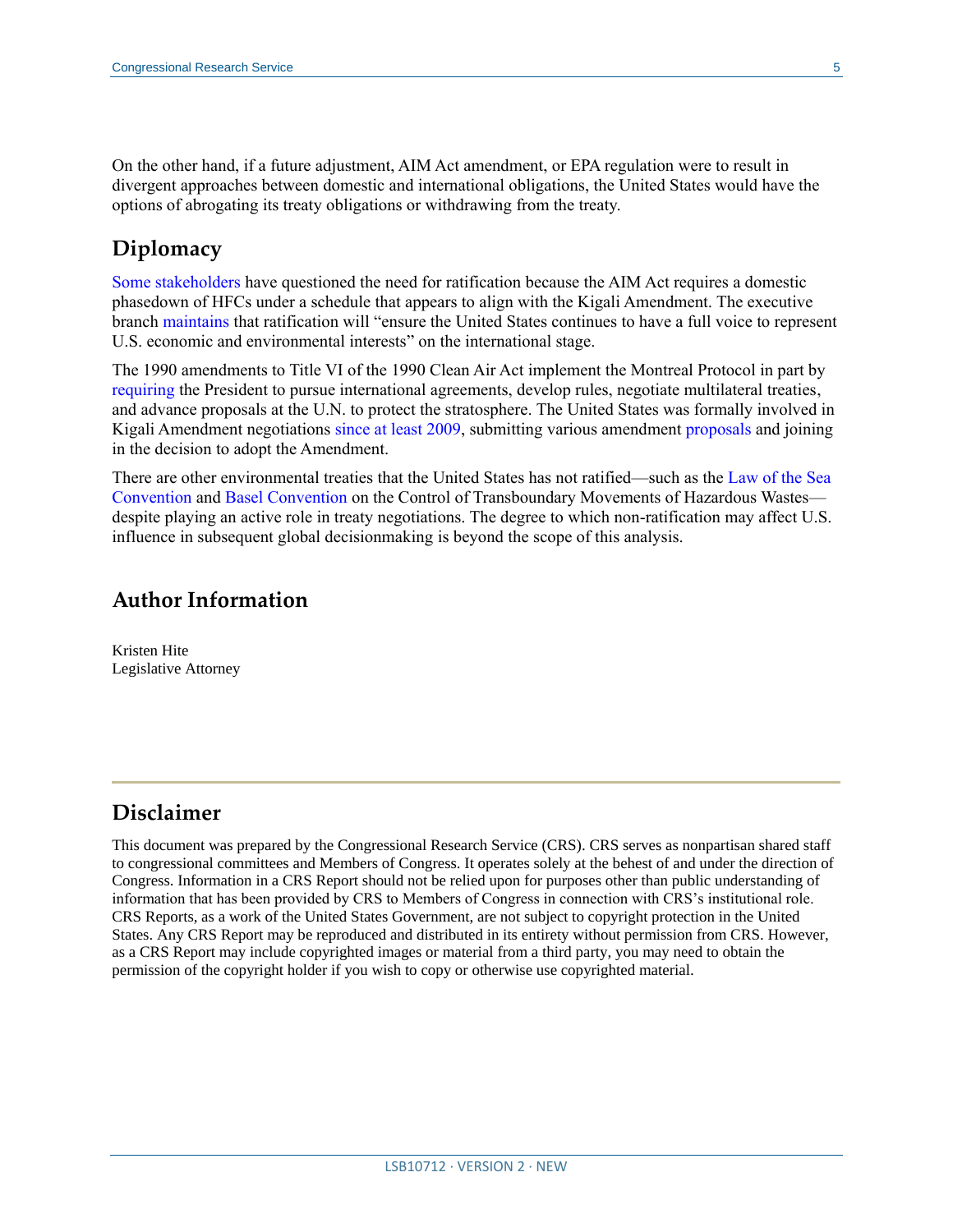On the other hand, if a future adjustment, AIM Act amendment, or EPA regulation were to result in divergent approaches between domestic and international obligations, the United States would have the options of abrogating its treaty obligations or withdrawing from the treaty.

## Diplomacy

Some stakeholders have questioned the need for ratification because the AIM Act requires a domestic phasedown of HFCs under a schedule that appears to align with the Kigali Amendment. The executive branch maintains that ratification will "ensure the United States continues to have a full voice to represent U.S. economic and environmental interests" on the international stage.

The 1990 amendments to Title VI of the 1990 Clean Air Act implement the Montreal Protocol in part by requiring the President to pursue international agreements, develop rules, negotiate multilateral treaties, and advance proposals at the U.N. to protect the stratosphere. The United States was formally involved in Kigali Amendment negotiations since at least 2009, submitting various amendment proposals and joining in the decision to adopt the Amendment.

There are other environmental treaties that the United States has not ratified—such as the Law of the Sea Convention and Basel Convention on the Control of Transboundary Movements of Hazardous Wastes—despite playing an active role in treaty negotiations. The degree to which non-ratification may affect U.S. influence in subsequent global decisionmaking is beyond the scope of this analysis.

## Author Information

Kristen Hite
Legislative Attorney

## Disclaimer

This document was prepared by the Congressional Research Service (CRS). CRS serves as nonpartisan shared staff to congressional committees and Members of Congress. It operates solely at the behest of and under the direction of Congress. Information in a CRS Report should not be relied upon for purposes other than public understanding of information that has been provided by CRS to Members of Congress in connection with CRS's institutional role. CRS Reports, as a work of the United States Government, are not subject to copyright protection in the United States. Any CRS Report may be reproduced and distributed in its entirety without permission from CRS. However, as a CRS Report may include copyrighted images or material from a third party, you may need to obtain the permission of the copyright holder if you wish to copy or otherwise use copyrighted material.

LSB10712 · VERSION 2 · NEW